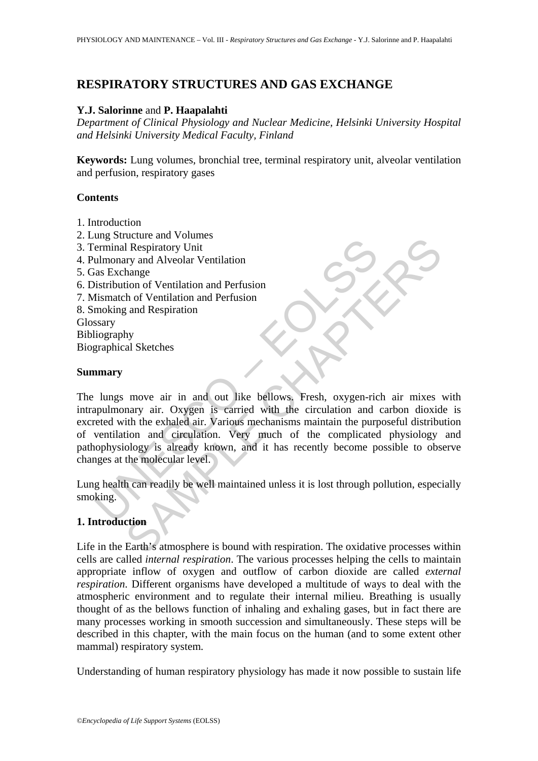# RESPIRATORY STRUCTURES AND GAS EXCHANGE

**Y.J. Salorinne** and **P. Haapalahti**

*Department of Clinical Physiology and Nuclear Medicine, Helsinki University Hospital and Helsinki University Medical Faculty, Finland*

**Keywords:** Lung volumes, bronchial tree, terminal respiratory unit, alveolar ventilation and perfusion, respiratory gases

## Contents

1. Introduction
2. Lung Structure and Volumes
3. Terminal Respiratory Unit
4. Pulmonary and Alveolar Ventilation
5. Gas Exchange
6. Distribution of Ventilation and Perfusion
7. Mismatch of Ventilation and Perfusion
8. Smoking and Respiration

Glossary
Bibliography
Biographical Sketches

## Summary

The lungs move air in and out like bellows. Fresh, oxygen-rich air mixes with intrapulmonary air. Oxygen is carried with the circulation and carbon dioxide is excreted with the exhaled air. Various mechanisms maintain the purposeful distribution of ventilation and circulation. Very much of the complicated physiology and pathophysiology is already known, and it has recently become possible to observe changes at the molecular level.

Lung health can readily be well maintained unless it is lost through pollution, especially smoking.

## 1. Introduction

Life in the Earth's atmosphere is bound with respiration. The oxidative processes within cells are called *internal respiration*. The various processes helping the cells to maintain appropriate inflow of oxygen and outflow of carbon dioxide are called *external respiration*. Different organisms have developed a multitude of ways to deal with the atmospheric environment and to regulate their internal milieu. Breathing is usually thought of as the bellows function of inhaling and exhaling gases, but in fact there are many processes working in smooth succession and simultaneously. These steps will be described in this chapter, with the main focus on the human (and to some extent other mammal) respiratory system.

Understanding of human respiratory physiology has made it now possible to sustain life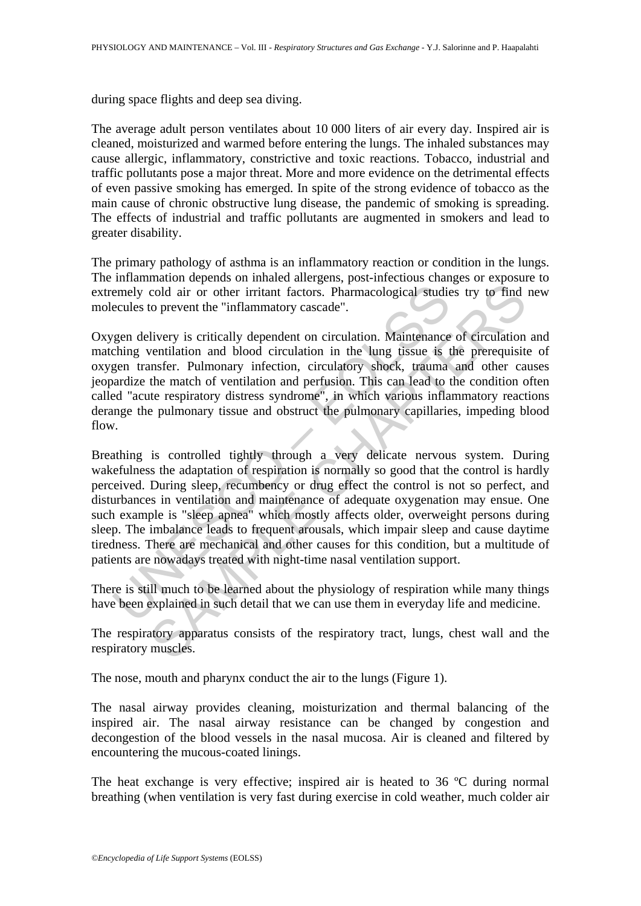during space flights and deep sea diving.

The average adult person ventilates about 10 000 liters of air every day. Inspired air is cleaned, moisturized and warmed before entering the lungs. The inhaled substances may cause allergic, inflammatory, constrictive and toxic reactions. Tobacco, industrial and traffic pollutants pose a major threat. More and more evidence on the detrimental effects of even passive smoking has emerged. In spite of the strong evidence of tobacco as the main cause of chronic obstructive lung disease, the pandemic of smoking is spreading. The effects of industrial and traffic pollutants are augmented in smokers and lead to greater disability.

The primary pathology of asthma is an inflammatory reaction or condition in the lungs. The inflammation depends on inhaled allergens, post-infectious changes or exposure to extremely cold air or other irritant factors. Pharmacological studies try to find new molecules to prevent the "inflammatory cascade".

Oxygen delivery is critically dependent on circulation. Maintenance of circulation and matching ventilation and blood circulation in the lung tissue is the prerequisite of oxygen transfer. Pulmonary infection, circulatory shock, trauma and other causes jeopardize the match of ventilation and perfusion. This can lead to the condition often called "acute respiratory distress syndrome", in which various inflammatory reactions derange the pulmonary tissue and obstruct the pulmonary capillaries, impeding blood flow.

Breathing is controlled tightly through a very delicate nervous system. During wakefulness the adaptation of respiration is normally so good that the control is hardly perceived. During sleep, recumbency or drug effect the control is not so perfect, and disturbances in ventilation and maintenance of adequate oxygenation may ensue. One such example is "sleep apnea" which mostly affects older, overweight persons during sleep. The imbalance leads to frequent arousals, which impair sleep and cause daytime tiredness. There are mechanical and other causes for this condition, but a multitude of patients are nowadays treated with night-time nasal ventilation support.

There is still much to be learned about the physiology of respiration while many things have been explained in such detail that we can use them in everyday life and medicine.

The respiratory apparatus consists of the respiratory tract, lungs, chest wall and the respiratory muscles.

The nose, mouth and pharynx conduct the air to the lungs (Figure 1).

The nasal airway provides cleaning, moisturization and thermal balancing of the inspired air. The nasal airway resistance can be changed by congestion and decongestion of the blood vessels in the nasal mucosa. Air is cleaned and filtered by encountering the mucous-coated linings.

The heat exchange is very effective; inspired air is heated to 36 ºC during normal breathing (when ventilation is very fast during exercise in cold weather, much colder air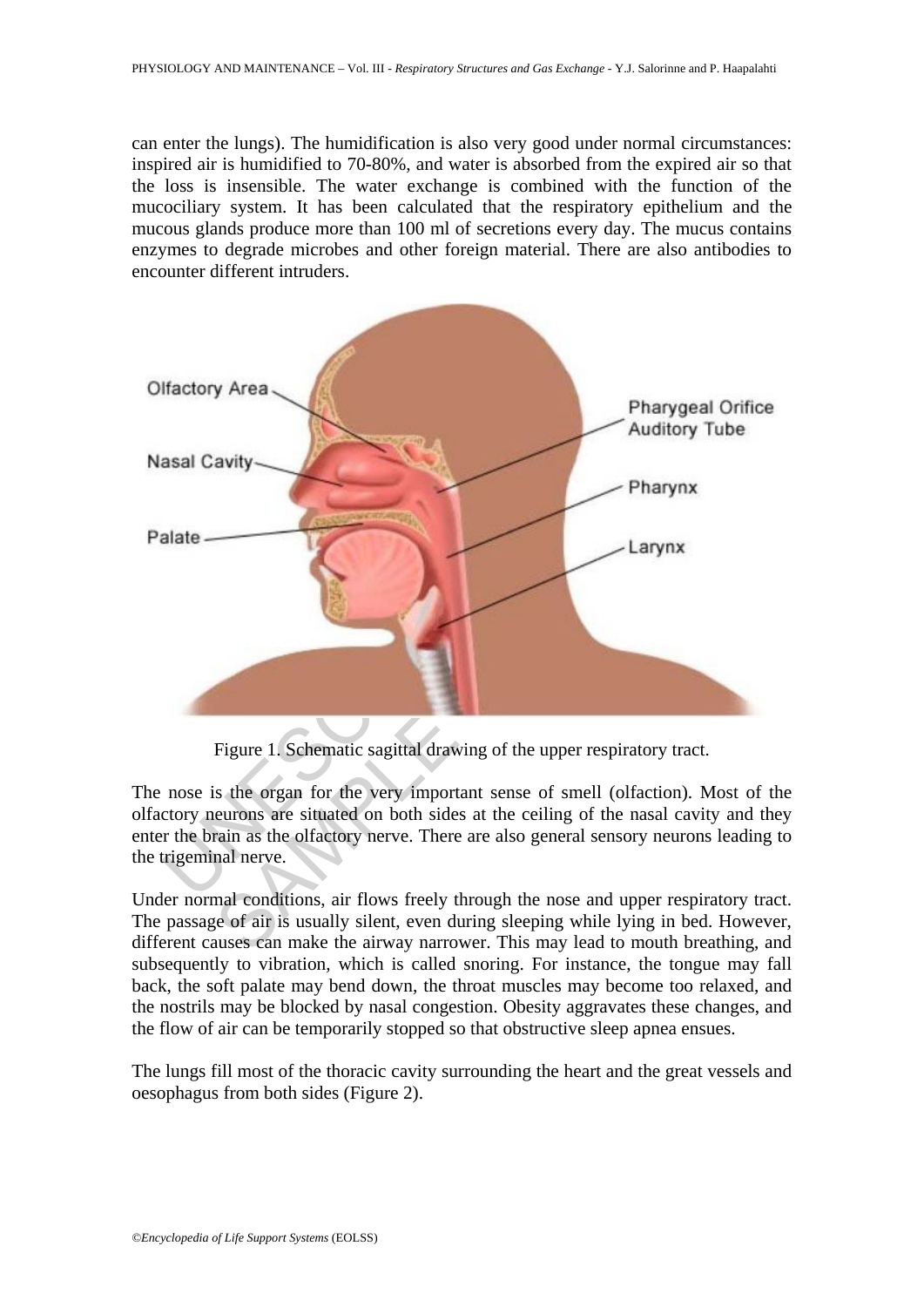can enter the lungs). The humidification is also very good under normal circumstances: inspired air is humidified to 70-80%, and water is absorbed from the expired air so that the loss is insensible. The water exchange is combined with the function of the mucociliary system. It has been calculated that the respiratory epithelium and the mucous glands produce more than 100 ml of secretions every day. The mucus contains enzymes to degrade microbes and other foreign material. There are also antibodies to encounter different intruders.

Figure 1. Schematic sagittal drawing of the upper respiratory tract.

The nose is the organ for the very important sense of smell (olfaction). Most of the olfactory neurons are situated on both sides at the ceiling of the nasal cavity and they enter the brain as the olfactory nerve. There are also general sensory neurons leading to the trigeminal nerve.

Under normal conditions, air flows freely through the nose and upper respiratory tract. The passage of air is usually silent, even during sleeping while lying in bed. However, different causes can make the airway narrower. This may lead to mouth breathing, and subsequently to vibration, which is called snoring. For instance, the tongue may fall back, the soft palate may bend down, the throat muscles may become too relaxed, and the nostrils may be blocked by nasal congestion. Obesity aggravates these changes, and the flow of air can be temporarily stopped so that obstructive sleep apnea ensues.

The lungs fill most of the thoracic cavity surrounding the heart and the great vessels and oesophagus from both sides (Figure 2).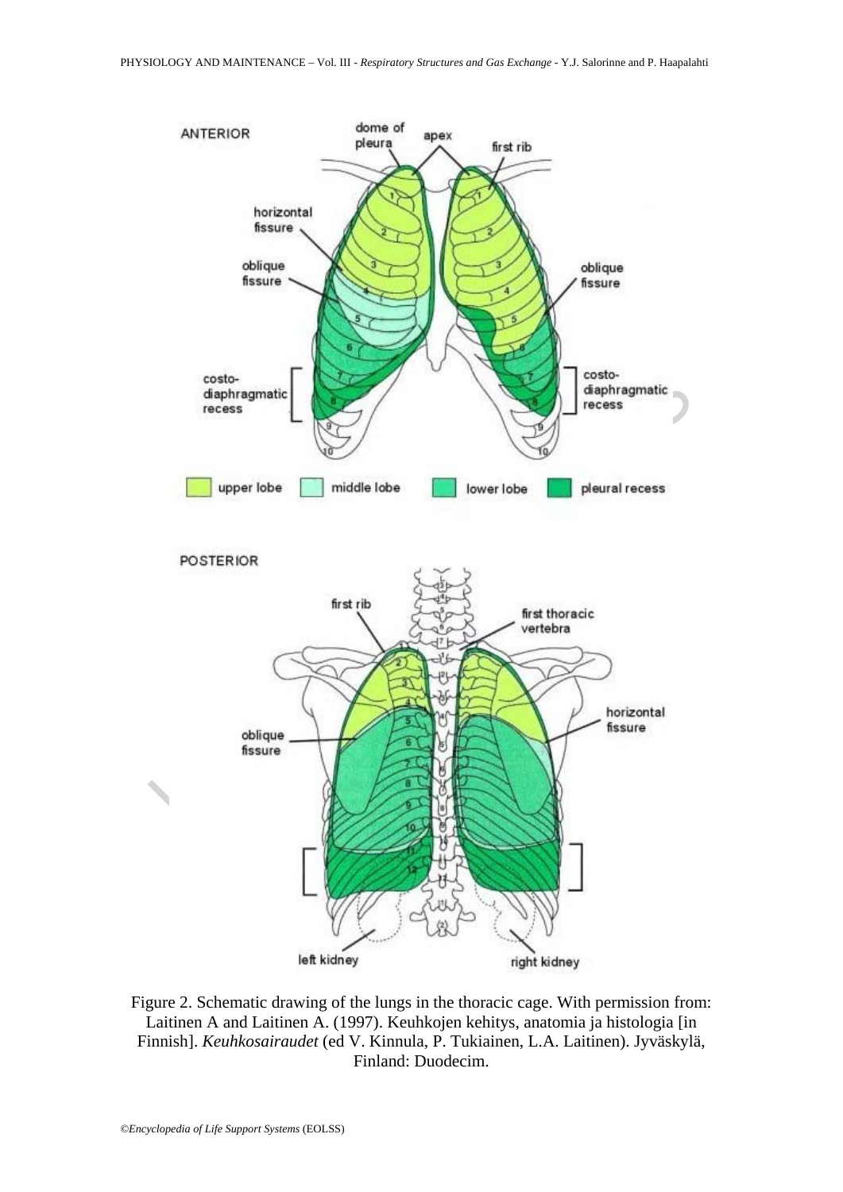Figure 2. Schematic drawing of the lungs in the thoracic cage. With permission from: Laitinen A and Laitinen A. (1997). Keuhkojen kehitys, anatomia ja histologia [in Finnish]. *Keuhkosairaudet* (ed V. Kinnula, P. Tukiainen, L.A. Laitinen). Jyväskylä, Finland: Duodecim.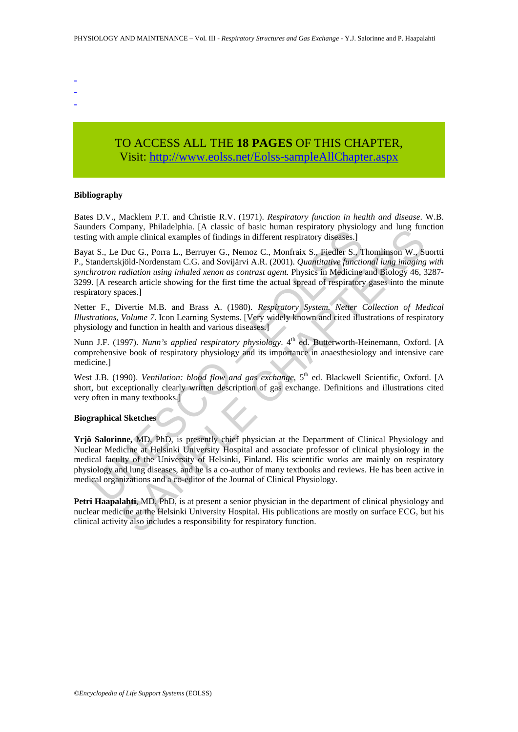-
-
-

TO ACCESS ALL THE **18 PAGES** OF THIS CHAPTER,
Visit: http://www.eolss.net/Eolss-sampleAllChapter.aspx

**Bibliography**

Bates D.V., Macklem P.T. and Christie R.V. (1971). *Respiratory function in health and disease.* W.B. Saunders Company, Philadelphia. [A classic of basic human respiratory physiology and lung function testing with ample clinical examples of findings in different respiratory diseases.]

Bayat S., Le Duc G., Porra L., Berruyer G., Nemoz C., Monfraix S., Fiedler S., Thomlinson W., Suortti P., Standertskjöld-Nordenstam C.G. and Sovijärvi A.R. (2001). *Quantitative functional lung imaging with synchrotron radiation using inhaled xenon as contrast agent.* Physics in Medicine and Biology 46, 3287-3299. [A research article showing for the first time the actual spread of respiratory gases into the minute respiratory spaces.]

Netter F., Divertie M.B. and Brass A. (1980). *Respiratory System. Netter Collection of Medical Illustrations, Volume 7*. Icon Learning Systems. [Very widely known and cited illustrations of respiratory physiology and function in health and various diseases.]

Nunn J.F. (1997). *Nunn's applied respiratory physiology*. 4th ed. Butterworth-Heinemann, Oxford. [A comprehensive book of respiratory physiology and its importance in anaesthesiology and intensive care medicine.]

West J.B. (1990). *Ventilation: blood flow and gas exchange*, 5th ed. Blackwell Scientific, Oxford. [A short, but exceptionally clearly written description of gas exchange. Definitions and illustrations cited very often in many textbooks.]

**Biographical Sketches**

**Yrjö Salorinne,** MD, PhD, is presently chief physician at the Department of Clinical Physiology and Nuclear Medicine at Helsinki University Hospital and associate professor of clinical physiology in the medical faculty of the University of Helsinki, Finland. His scientific works are mainly on respiratory physiology and lung diseases, and he is a co-author of many textbooks and reviews. He has been active in medical organizations and a co-editor of the Journal of Clinical Physiology.

**Petri Haapalahti**, MD, PhD, is at present a senior physician in the department of clinical physiology and nuclear medicine at the Helsinki University Hospital. His publications are mostly on surface ECG, but his clinical activity also includes a responsibility for respiratory function.